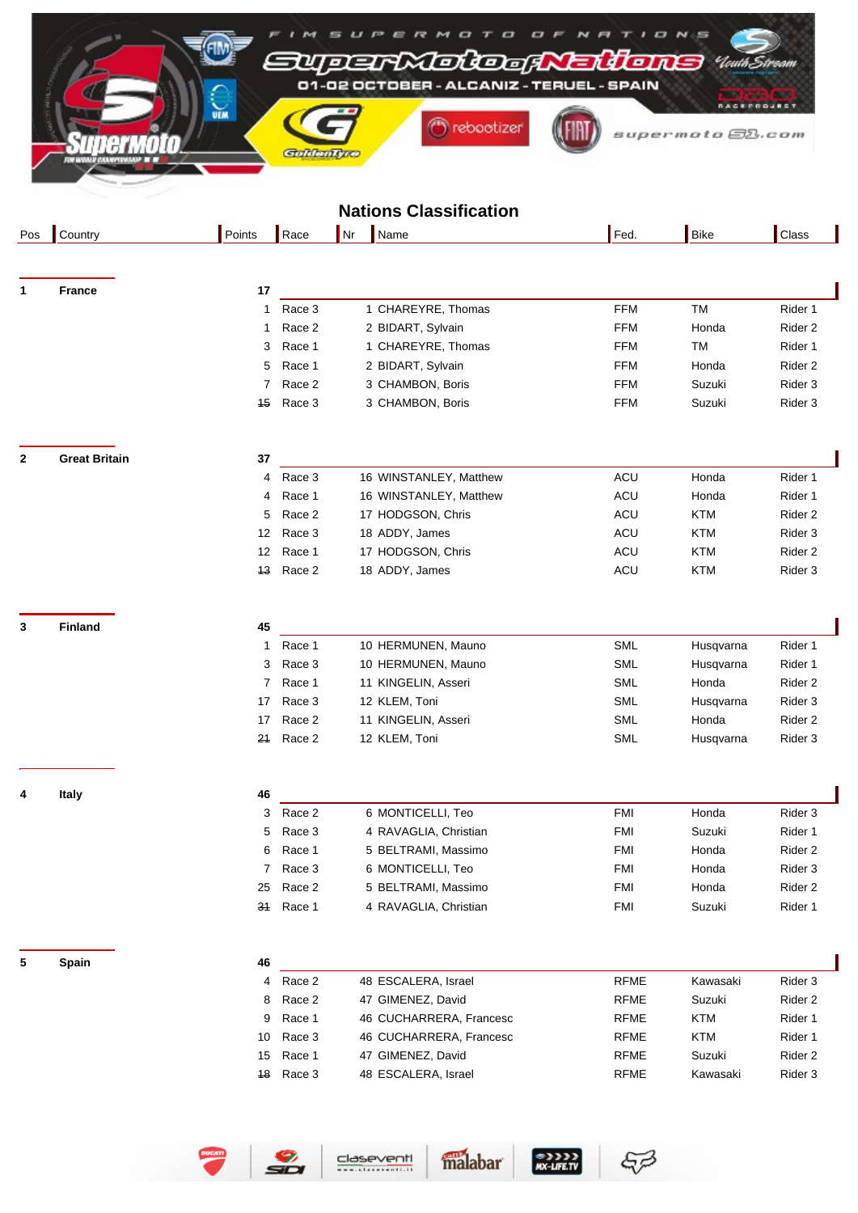FIM SUPERMOTO OF NATIONS

SuperMoto of Nations

01-02 OCTOBER - ALCANIZ - TERUEL - SPAIN

## Nations Classification

| Pos | Country | Points | Race | Nr | Name | Fed. | Bike | Class |
|---|---|---|---|---|---|---|---|---|
| **1** | **France** | **17** | | | | | | |
| | | 1 | Race 3 | 1 | CHAREYRE, Thomas | FFM | TM | Rider 1 |
| | | 1 | Race 2 | 2 | BIDART, Sylvain | FFM | Honda | Rider 2 |
| | | 3 | Race 1 | 1 | CHAREYRE, Thomas | FFM | TM | Rider 1 |
| | | 5 | Race 1 | 2 | BIDART, Sylvain | FFM | Honda | Rider 2 |
| | | 7 | Race 2 | 3 | CHAMBON, Boris | FFM | Suzuki | Rider 3 |
| | | ~~15~~ | Race 3 | 3 | CHAMBON, Boris | FFM | Suzuki | Rider 3 |
| **2** | **Great Britain** | **37** | | | | | | |
| | | 4 | Race 3 | 16 | WINSTANLEY, Matthew | ACU | Honda | Rider 1 |
| | | 4 | Race 1 | 16 | WINSTANLEY, Matthew | ACU | Honda | Rider 1 |
| | | 5 | Race 2 | 17 | HODGSON, Chris | ACU | KTM | Rider 2 |
| | | 12 | Race 3 | 18 | ADDY, James | ACU | KTM | Rider 3 |
| | | 12 | Race 1 | 17 | HODGSON, Chris | ACU | KTM | Rider 2 |
| | | ~~13~~ | Race 2 | 18 | ADDY, James | ACU | KTM | Rider 3 |
| **3** | **Finland** | **45** | | | | | | |
| | | 1 | Race 1 | 10 | HERMUNEN, Mauno | SML | Husqvarna | Rider 1 |
| | | 3 | Race 3 | 10 | HERMUNEN, Mauno | SML | Husqvarna | Rider 1 |
| | | 7 | Race 1 | 11 | KINGELIN, Asseri | SML | Honda | Rider 2 |
| | | 17 | Race 3 | 12 | KLEM, Toni | SML | Husqvarna | Rider 3 |
| | | 17 | Race 2 | 11 | KINGELIN, Asseri | SML | Honda | Rider 2 |
| | | ~~21~~ | Race 2 | 12 | KLEM, Toni | SML | Husqvarna | Rider 3 |
| **4** | **Italy** | **46** | | | | | | |
| | | 3 | Race 2 | 6 | MONTICELLI, Teo | FMI | Honda | Rider 3 |
| | | 5 | Race 3 | 4 | RAVAGLIA, Christian | FMI | Suzuki | Rider 1 |
| | | 6 | Race 1 | 5 | BELTRAMI, Massimo | FMI | Honda | Rider 2 |
| | | 7 | Race 3 | 6 | MONTICELLI, Teo | FMI | Honda | Rider 3 |
| | | 25 | Race 2 | 5 | BELTRAMI, Massimo | FMI | Honda | Rider 2 |
| | | ~~31~~ | Race 1 | 4 | RAVAGLIA, Christian | FMI | Suzuki | Rider 1 |
| **5** | **Spain** | **46** | | | | | | |
| | | 4 | Race 2 | 48 | ESCALERA, Israel | RFME | Kawasaki | Rider 3 |
| | | 8 | Race 2 | 47 | GIMENEZ, David | RFME | Suzuki | Rider 2 |
| | | 9 | Race 1 | 46 | CUCHARRERA, Francesc | RFME | KTM | Rider 1 |
| | | 10 | Race 3 | 46 | CUCHARRERA, Francesc | RFME | KTM | Rider 1 |
| | | 15 | Race 1 | 47 | GIMENEZ, David | RFME | Suzuki | Rider 2 |
| | | ~~18~~ | Race 3 | 48 | ESCALERA, Israel | RFME | Kawasaki | Rider 3 |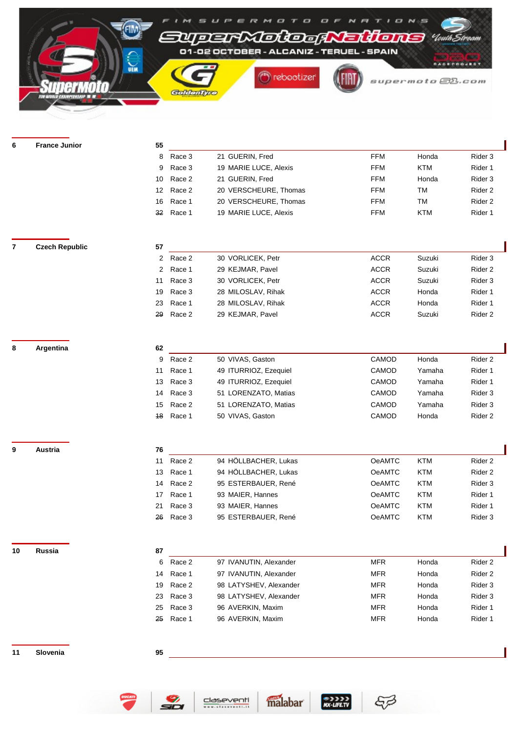| Pos | Nation | Points | Race Pos | Race | No. Name | Federation | Make | Rider |
|---|---|---|---|---|---|---|---|---|
| **6** | **France Junior** | **55** | | | | | | |
| | | | 8 | Race 3 | 21 GUERIN, Fred | FFM | Honda | Rider 3 |
| | | | 9 | Race 3 | 19 MARIE LUCE, Alexis | FFM | KTM | Rider 1 |
| | | | 10 | Race 2 | 21 GUERIN, Fred | FFM | Honda | Rider 3 |
| | | | 12 | Race 2 | 20 VERSCHEURE, Thomas | FFM | TM | Rider 2 |
| | | | 16 | Race 1 | 20 VERSCHEURE, Thomas | FFM | TM | Rider 2 |
| | | | ~~32~~ | Race 1 | 19 MARIE LUCE, Alexis | FFM | KTM | Rider 1 |
| **7** | **Czech Republic** | **57** | | | | | | |
| | | | 2 | Race 2 | 30 VORLICEK, Petr | ACCR | Suzuki | Rider 3 |
| | | | 2 | Race 1 | 29 KEJMAR, Pavel | ACCR | Suzuki | Rider 2 |
| | | | 11 | Race 3 | 30 VORLICEK, Petr | ACCR | Suzuki | Rider 3 |
| | | | 19 | Race 3 | 28 MILOSLAV, Rihak | ACCR | Honda | Rider 1 |
| | | | 23 | Race 1 | 28 MILOSLAV, Rihak | ACCR | Honda | Rider 1 |
| | | | ~~29~~ | Race 2 | 29 KEJMAR, Pavel | ACCR | Suzuki | Rider 2 |
| **8** | **Argentina** | **62** | | | | | | |
| | | | 9 | Race 2 | 50 VIVAS, Gaston | CAMOD | Honda | Rider 2 |
| | | | 11 | Race 1 | 49 ITURRIOZ, Ezequiel | CAMOD | Yamaha | Rider 1 |
| | | | 13 | Race 3 | 49 ITURRIOZ, Ezequiel | CAMOD | Yamaha | Rider 1 |
| | | | 14 | Race 3 | 51 LORENZATO, Matias | CAMOD | Yamaha | Rider 3 |
| | | | 15 | Race 2 | 51 LORENZATO, Matias | CAMOD | Yamaha | Rider 3 |
| | | | ~~18~~ | Race 1 | 50 VIVAS, Gaston | CAMOD | Honda | Rider 2 |
| **9** | **Austria** | **76** | | | | | | |
| | | | 11 | Race 2 | 94 HÖLLBACHER, Lukas | OeAMTC | KTM | Rider 2 |
| | | | 13 | Race 1 | 94 HÖLLBACHER, Lukas | OeAMTC | KTM | Rider 2 |
| | | | 14 | Race 2 | 95 ESTERBAUER, René | OeAMTC | KTM | Rider 3 |
| | | | 17 | Race 1 | 93 MAIER, Hannes | OeAMTC | KTM | Rider 1 |
| | | | 21 | Race 3 | 93 MAIER, Hannes | OeAMTC | KTM | Rider 1 |
| | | | ~~26~~ | Race 3 | 95 ESTERBAUER, René | OeAMTC | KTM | Rider 3 |
| **10** | **Russia** | **87** | | | | | | |
| | | | 6 | Race 2 | 97 IVANUTIN, Alexander | MFR | Honda | Rider 2 |
| | | | 14 | Race 1 | 97 IVANUTIN, Alexander | MFR | Honda | Rider 2 |
| | | | 19 | Race 2 | 98 LATYSHEV, Alexander | MFR | Honda | Rider 3 |
| | | | 23 | Race 3 | 98 LATYSHEV, Alexander | MFR | Honda | Rider 3 |
| | | | 25 | Race 3 | 96 AVERKIN, Maxim | MFR | Honda | Rider 1 |
| | | | ~~25~~ | Race 1 | 96 AVERKIN, Maxim | MFR | Honda | Rider 1 |
| **11** | **Slovenia** | **95** | | | | | | |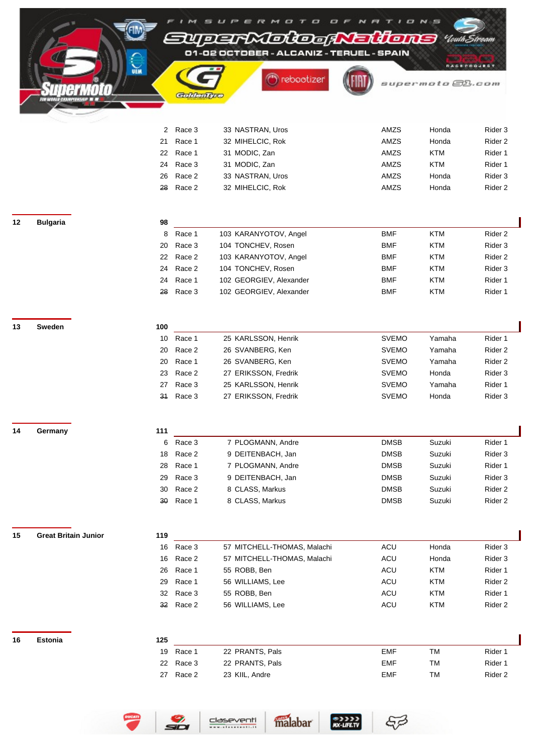| Pos | Nation | Points | Race | No. | Rider | Federation | Bike | Rider |
|---|---|---|---|---|---|---|---|---|
| | | 2 | Race 3 | 33 | NASTRAN, Uros | AMZS | Honda | Rider 3 |
| | | 21 | Race 1 | 32 | MIHELCIC, Rok | AMZS | Honda | Rider 2 |
| | | 22 | Race 1 | 31 | MODIC, Zan | AMZS | KTM | Rider 1 |
| | | 24 | Race 3 | 31 | MODIC, Zan | AMZS | KTM | Rider 1 |
| | | 26 | Race 2 | 33 | NASTRAN, Uros | AMZS | Honda | Rider 3 |
| | | ~~28~~ | Race 2 | 32 | MIHELCIC, Rok | AMZS | Honda | Rider 2 |
| **12** | **Bulgaria** | **98** | | | | | | |
| | | 8 | Race 1 | 103 | KARANYOTOV, Angel | BMF | KTM | Rider 2 |
| | | 20 | Race 3 | 104 | TONCHEV, Rosen | BMF | KTM | Rider 3 |
| | | 22 | Race 2 | 103 | KARANYOTOV, Angel | BMF | KTM | Rider 2 |
| | | 24 | Race 2 | 104 | TONCHEV, Rosen | BMF | KTM | Rider 3 |
| | | 24 | Race 1 | 102 | GEORGIEV, Alexander | BMF | KTM | Rider 1 |
| | | ~~28~~ | Race 3 | 102 | GEORGIEV, Alexander | BMF | KTM | Rider 1 |
| **13** | **Sweden** | **100** | | | | | | |
| | | 10 | Race 1 | 25 | KARLSSON, Henrik | SVEMO | Yamaha | Rider 1 |
| | | 20 | Race 2 | 26 | SVANBERG, Ken | SVEMO | Yamaha | Rider 2 |
| | | 20 | Race 1 | 26 | SVANBERG, Ken | SVEMO | Yamaha | Rider 2 |
| | | 23 | Race 2 | 27 | ERIKSSON, Fredrik | SVEMO | Honda | Rider 3 |
| | | 27 | Race 3 | 25 | KARLSSON, Henrik | SVEMO | Yamaha | Rider 1 |
| | | ~~31~~ | Race 3 | 27 | ERIKSSON, Fredrik | SVEMO | Honda | Rider 3 |
| **14** | **Germany** | **111** | | | | | | |
| | | 6 | Race 3 | 7 | PLOGMANN, Andre | DMSB | Suzuki | Rider 1 |
| | | 18 | Race 2 | 9 | DEITENBACH, Jan | DMSB | Suzuki | Rider 3 |
| | | 28 | Race 1 | 7 | PLOGMANN, Andre | DMSB | Suzuki | Rider 1 |
| | | 29 | Race 3 | 9 | DEITENBACH, Jan | DMSB | Suzuki | Rider 3 |
| | | 30 | Race 2 | 8 | CLASS, Markus | DMSB | Suzuki | Rider 2 |
| | | ~~30~~ | Race 1 | 8 | CLASS, Markus | DMSB | Suzuki | Rider 2 |
| **15** | **Great Britain Junior** | **119** | | | | | | |
| | | 16 | Race 3 | 57 | MITCHELL-THOMAS, Malachi | ACU | Honda | Rider 3 |
| | | 16 | Race 2 | 57 | MITCHELL-THOMAS, Malachi | ACU | Honda | Rider 3 |
| | | 26 | Race 1 | 55 | ROBB, Ben | ACU | KTM | Rider 1 |
| | | 29 | Race 1 | 56 | WILLIAMS, Lee | ACU | KTM | Rider 2 |
| | | 32 | Race 3 | 55 | ROBB, Ben | ACU | KTM | Rider 1 |
| | | ~~32~~ | Race 2 | 56 | WILLIAMS, Lee | ACU | KTM | Rider 2 |
| **16** | **Estonia** | **125** | | | | | | |
| | | 19 | Race 1 | 22 | PRANTS, Pals | EMF | TM | Rider 1 |
| | | 22 | Race 3 | 22 | PRANTS, Pals | EMF | TM | Rider 1 |
| | | 27 | Race 2 | 23 | KIIL, Andre | EMF | TM | Rider 2 |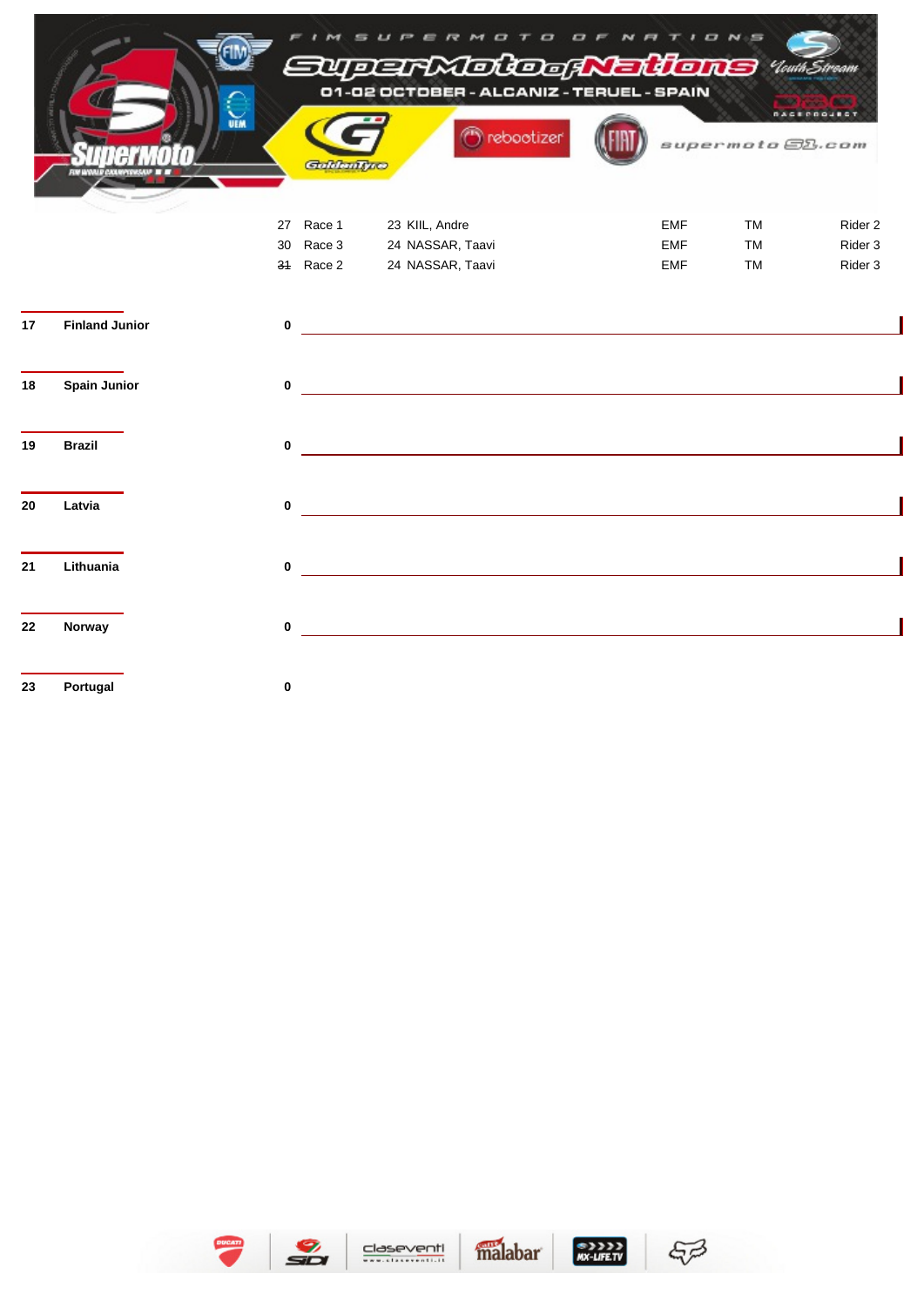| | | | | | |
|---|---|---|---|---|---|
| 27 | Race 1 | 23 KIIL, Andre | EMF | TM | Rider 2 |
| 30 | Race 3 | 24 NASSAR, Taavi | EMF | TM | Rider 3 |
| ~~31~~ | Race 2 | 24 NASSAR, Taavi | EMF | TM | Rider 3 |

| | | |
|---|---|---|
| **17** | **Finland Junior** | **0** |
| **18** | **Spain Junior** | **0** |
| **19** | **Brazil** | **0** |
| **20** | **Latvia** | **0** |
| **21** | **Lithuania** | **0** |
| **22** | **Norway** | **0** |
| **23** | **Portugal** | **0** |